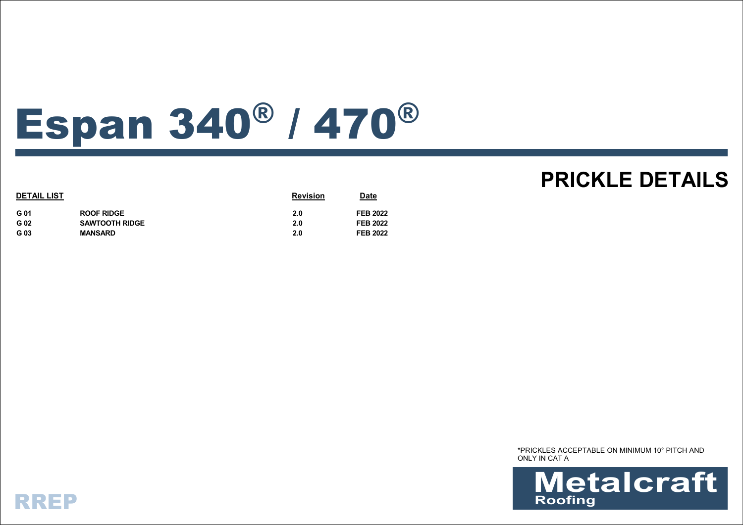# Espan 340® / 470®

## PRICKLE DETAILS

| DETAIL LIST | | Revision | Date |
|---|---|---|---|
| G 01 | ROOF RIDGE | 2.0 | FEB 2022 |
| G 02 | SAWTOOTH RIDGE | 2.0 | FEB 2022 |
| G 03 | MANSARD | 2.0 | FEB 2022 |

*PRICKLES ACCEPTABLE ON MINIMUM 10° PITCH AND ONLY IN CAT A

Metalcraft Roofing

RREP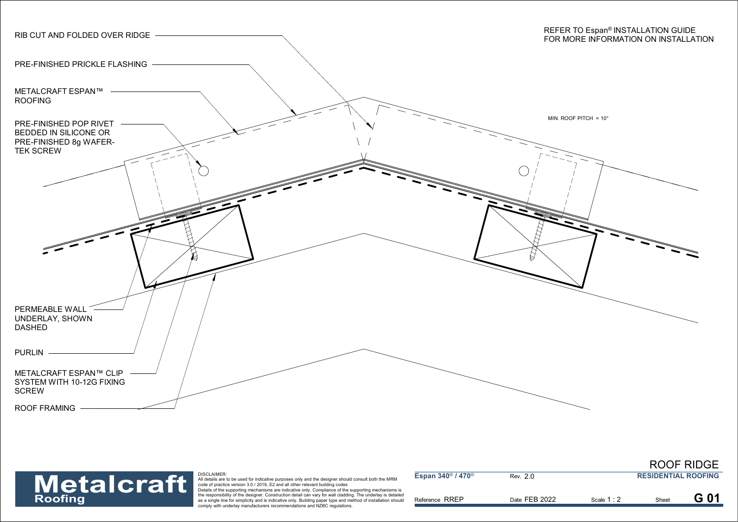REFER TO Espan® INSTALLATION GUIDE
FOR MORE INFORMATION ON INSTALLATION

RIB CUT AND FOLDED OVER RIDGE

PRE-FINISHED PRICKLE FLASHING

METALCRAFT ESPAN™ ROOFING

PRE-FINISHED POP RIVET BEDDED IN SILICONE OR PRE-FINISHED 8g WAFER-TEK SCREW

MIN. ROOF PITCH = 10°

PERMEABLE WALL UNDERLAY, SHOWN DASHED

PURLIN

METALCRAFT ESPAN™ CLIP SYSTEM WITH 10-12G FIXING SCREW

ROOF FRAMING

**Metalcraft Roofing**

DISCLAIMER:
All details are to be used for indicative purposes only and the designer should consult both the MRM code of practice version 3.0 / 2019, E2 and all other relevant building codes
Details of the supporting mechanisms are indicative only. Compliance of the supporting mechanisms is the responsibility of the designer. Construction detail can vary for wall cladding. The underlay is detailed as a single line for simplicity and is indicative only. Building paper type and method of installation should comply with underlay manufacturers recommendations and NZBC regulations.

| Espan 340® / 470® | Rev. 2.0 | | ROOF RIDGE<br>RESIDENTIAL ROOFING |
|---|---|---|---|
| Reference RREP | Date FEB 2022 | Scale 1 : 2 | Sheet **G 01** |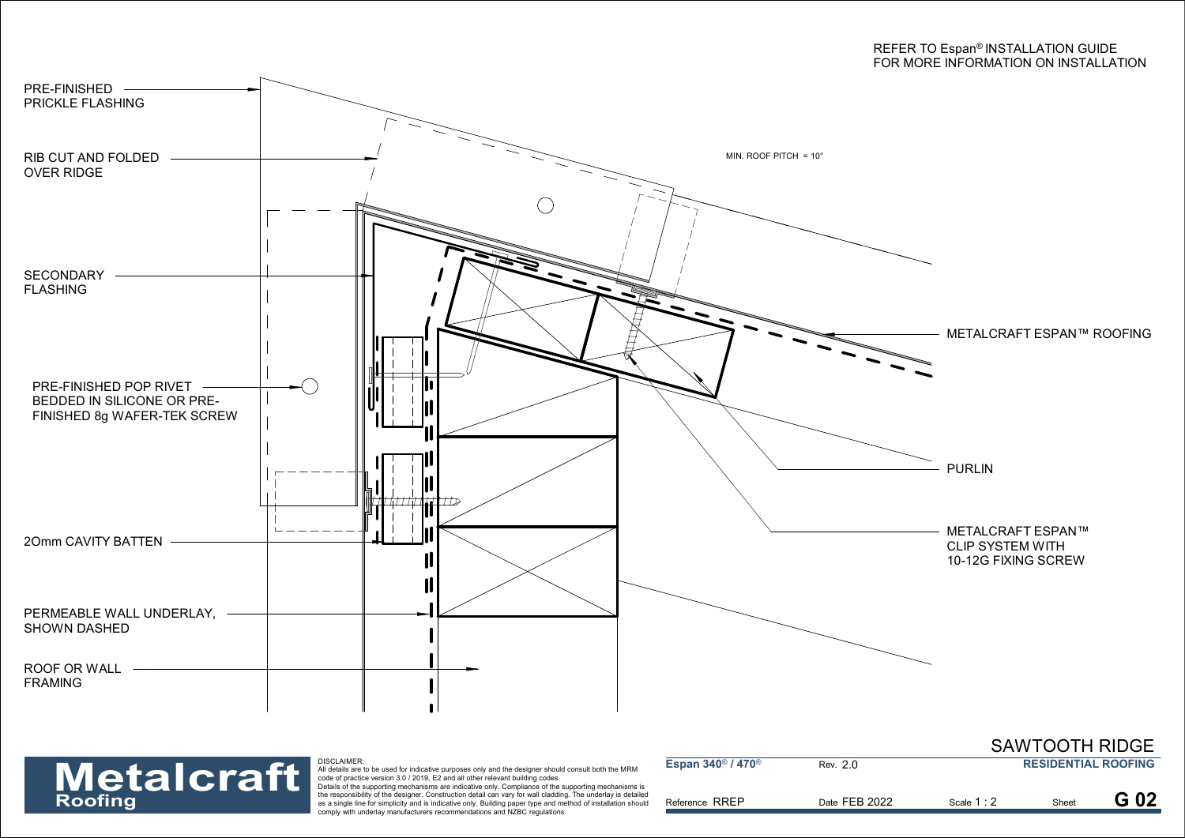REFER TO Espan® INSTALLATION GUIDE
FOR MORE INFORMATION ON INSTALLATION

PRE-FINISHED PRICKLE FLASHING

RIB CUT AND FOLDED OVER RIDGE

MIN. ROOF PITCH = 10°

SECONDARY FLASHING

METALCRAFT ESPAN™ ROOFING

PRE-FINISHED POP RIVET BEDDED IN SILICONE OR PRE-FINISHED 8g WAFER-TEK SCREW

PURLIN

METALCRAFT ESPAN™ CLIP SYSTEM WITH 10-12G FIXING SCREW

20mm CAVITY BATTEN

PERMEABLE WALL UNDERLAY, SHOWN DASHED

ROOF OR WALL FRAMING

**Metalcraft Roofing**

DISCLAIMER:
All details are to be used for indicative purposes only and the designer should consult both the MRM code of practice version 3.0 / 2019, E2 and all other relevant building codes
Details of the supporting mechanisms are indicative only. Compliance of the supporting mechanisms is the responsibility of the designer. Construction detail can vary for wall cladding. The underlay is detailed as a single line for simplicity and is indicative only. Building paper type and method of installation should comply with underlay manufacturers recommendations and NZBC regulations.

## SAWTOOTH RIDGE

| Espan® 340 / 470® | Rev. 2.0 | | RESIDENTIAL ROOFING |
|---|---|---|---|
| Reference RREP | Date FEB 2022 | Scale 1 : 2 | Sheet **G 02** |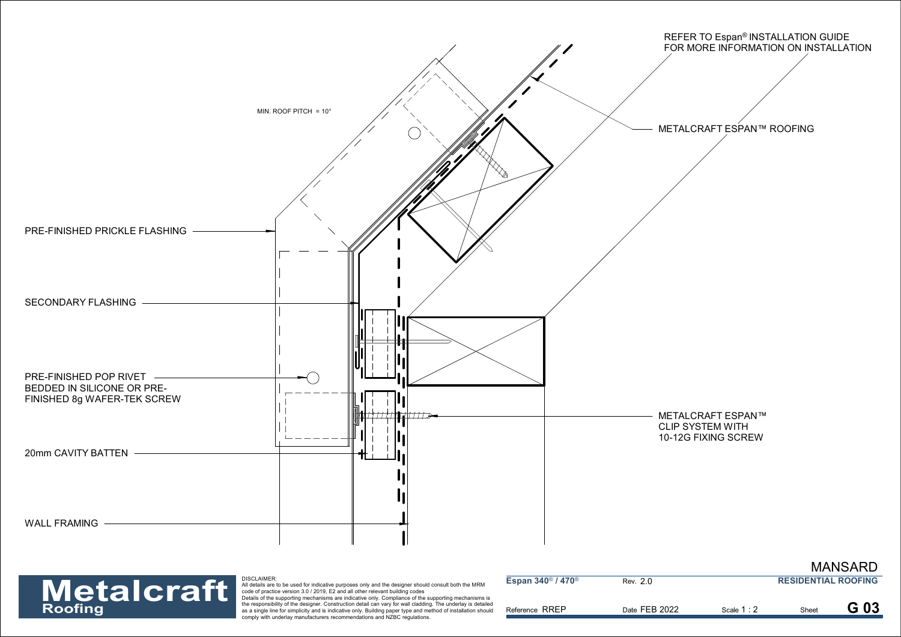REFER TO Espan® INSTALLATION GUIDE FOR MORE INFORMATION ON INSTALLATION

MIN. ROOF PITCH = 10°

METALCRAFT ESPAN™ ROOFING

PRE-FINISHED PRICKLE FLASHING

SECONDARY FLASHING

PRE-FINISHED POP RIVET BEDDED IN SILICONE OR PRE-FINISHED 8g WAFER-TEK SCREW

METALCRAFT ESPAN™ CLIP SYSTEM WITH 10-12G FIXING SCREW

20mm CAVITY BATTEN

WALL FRAMING

**Metalcraft Roofing**

DISCLAIMER:
All details are to be used for indicative purposes only and the designer should consult both the MRM code of practice version 3.0 / 2019, E2 and all other relevant building codes
Details of the supporting mechanisms are indicative only. Compliance of the supporting mechanisms is the responsibility of the designer. Construction detail can vary for wall cladding. The underlay is detailed as a single line for simplicity and is indicative only. Building paper type and method of installation should comply with underlay manufacturers recommendations and NZBC regulations.

| | | | | |
|---|---|---|---|---|
| **Espan 340® / 470®** | Rev. 2.0 | | MANSARD **RESIDENTIAL ROOFING** | |
| Reference RREP | Date FEB 2022 | Scale 1 : 2 | Sheet | **G 03** |